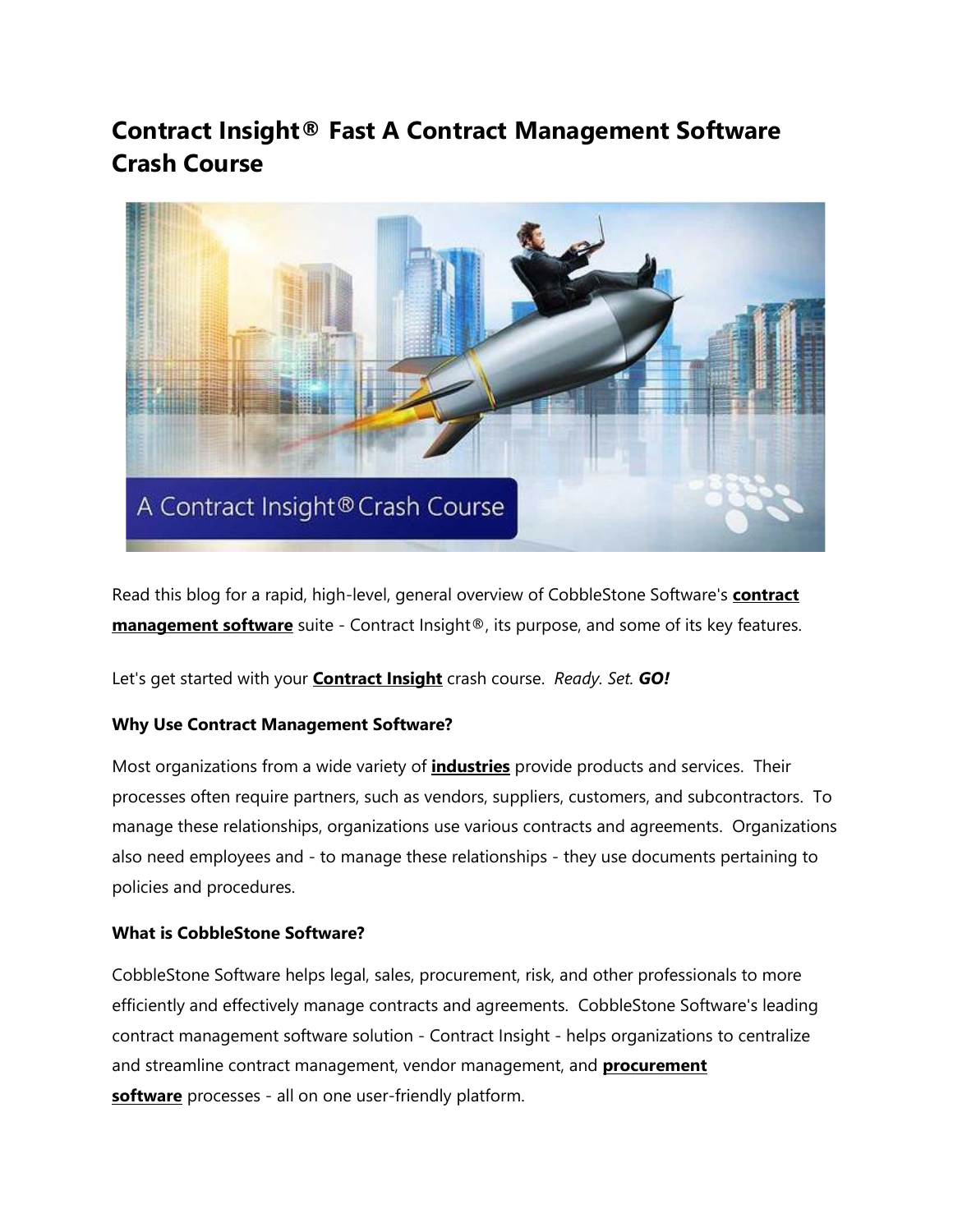# Contract Insight® Fast A Contract Management Software Crash Course

Read this blog for a rapid, high-level, general overview of CobbleStone Software's **contract management software** suite - Contract Insight®, its purpose, and some of its key features.

Let's get started with your **Contract Insight** crash course. *Ready. Set.* ***GO!***

**Why Use Contract Management Software?**

Most organizations from a wide variety of **industries** provide products and services. Their processes often require partners, such as vendors, suppliers, customers, and subcontractors. To manage these relationships, organizations use various contracts and agreements. Organizations also need employees and - to manage these relationships - they use documents pertaining to policies and procedures.

**What is CobbleStone Software?**

CobbleStone Software helps legal, sales, procurement, risk, and other professionals to more efficiently and effectively manage contracts and agreements. CobbleStone Software's leading contract management software solution - Contract Insight - helps organizations to centralize and streamline contract management, vendor management, and **procurement software** processes - all on one user-friendly platform.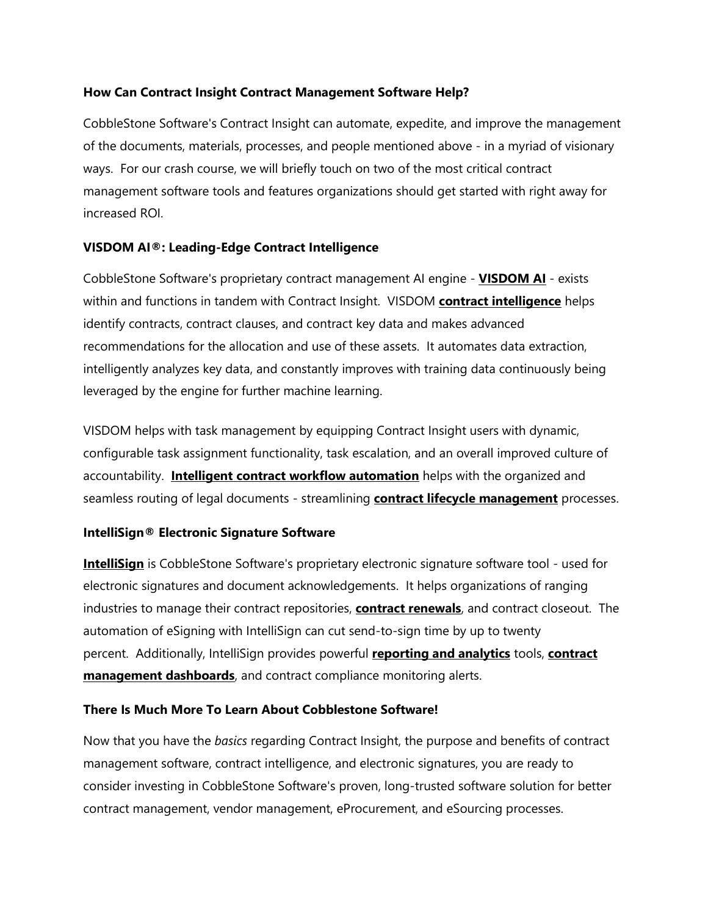### How Can Contract Insight Contract Management Software Help?

CobbleStone Software's Contract Insight can automate, expedite, and improve the management of the documents, materials, processes, and people mentioned above - in a myriad of visionary ways. For our crash course, we will briefly touch on two of the most critical contract management software tools and features organizations should get started with right away for increased ROI.

### VISDOM AI®: Leading-Edge Contract Intelligence

CobbleStone Software's proprietary contract management AI engine - **VISDOM AI** - exists within and functions in tandem with Contract Insight. VISDOM **contract intelligence** helps identify contracts, contract clauses, and contract key data and makes advanced recommendations for the allocation and use of these assets. It automates data extraction, intelligently analyzes key data, and constantly improves with training data continuously being leveraged by the engine for further machine learning.

VISDOM helps with task management by equipping Contract Insight users with dynamic, configurable task assignment functionality, task escalation, and an overall improved culture of accountability. **Intelligent contract workflow automation** helps with the organized and seamless routing of legal documents - streamlining **contract lifecycle management** processes.

### IntelliSign® Electronic Signature Software

**IntelliSign** is CobbleStone Software's proprietary electronic signature software tool - used for electronic signatures and document acknowledgements. It helps organizations of ranging industries to manage their contract repositories, **contract renewals**, and contract closeout. The automation of eSigning with IntelliSign can cut send-to-sign time by up to twenty percent. Additionally, IntelliSign provides powerful **reporting and analytics** tools, **contract management dashboards**, and contract compliance monitoring alerts.

### There Is Much More To Learn About Cobblestone Software!

Now that you have the *basics* regarding Contract Insight, the purpose and benefits of contract management software, contract intelligence, and electronic signatures, you are ready to consider investing in CobbleStone Software's proven, long-trusted software solution for better contract management, vendor management, eProcurement, and eSourcing processes.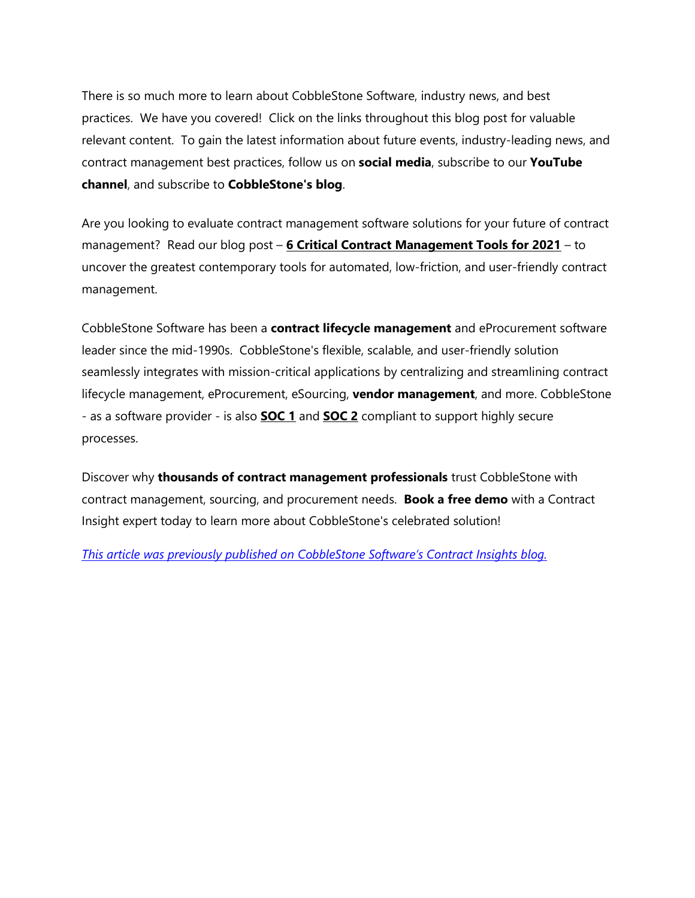There is so much more to learn about CobbleStone Software, industry news, and best practices.  We have you covered!  Click on the links throughout this blog post for valuable relevant content.  To gain the latest information about future events, industry-leading news, and contract management best practices, follow us on **social media**, subscribe to our **YouTube channel**, and subscribe to **CobbleStone's blog**.

Are you looking to evaluate contract management software solutions for your future of contract management?  Read our blog post – **6 Critical Contract Management Tools for 2021** – to uncover the greatest contemporary tools for automated, low-friction, and user-friendly contract management.

CobbleStone Software has been a **contract lifecycle management** and eProcurement software leader since the mid-1990s.  CobbleStone's flexible, scalable, and user-friendly solution seamlessly integrates with mission-critical applications by centralizing and streamlining contract lifecycle management, eProcurement, eSourcing, **vendor management**, and more. CobbleStone - as a software provider - is also **SOC 1** and **SOC 2** compliant to support highly secure processes.

Discover why **thousands of contract management professionals** trust CobbleStone with contract management, sourcing, and procurement needs.  **Book a free demo** with a Contract Insight expert today to learn more about CobbleStone's celebrated solution!

*This article was previously published on CobbleStone Software's Contract Insights blog.*